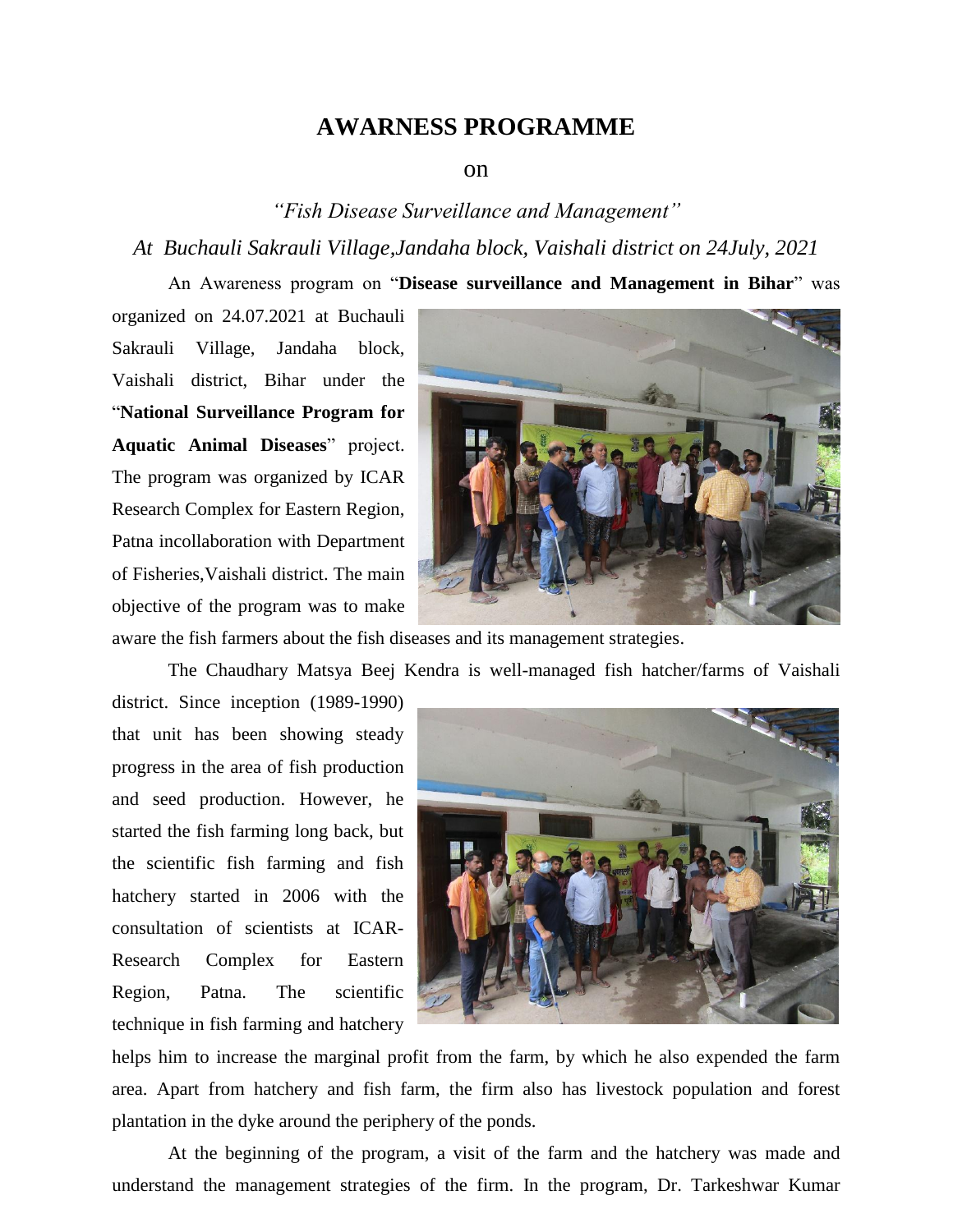# AWARNESS PROGRAMME

on

*"Fish Disease Surveillance and Management"*

*At Buchauli Sakrauli Village,Jandaha block, Vaishali district on 24July, 2021*

An Awareness program on "**Disease surveillance and Management in Bihar**" was organized on 24.07.2021 at Buchauli Sakrauli Village, Jandaha block, Vaishali district, Bihar under the "**National Surveillance Program for Aquatic Animal Diseases**" project. The program was organized by ICAR Research Complex for Eastern Region, Patna incollaboration with Department of Fisheries,Vaishali district. The main objective of the program was to make aware the fish farmers about the fish diseases and its management strategies.

The Chaudhary Matsya Beej Kendra is well-managed fish hatcher/farms of Vaishali district. Since inception (1989-1990) that unit has been showing steady progress in the area of fish production and seed production. However, he started the fish farming long back, but the scientific fish farming and fish hatchery started in 2006 with the consultation of scientists at ICAR-Research Complex for Eastern Region, Patna. The scientific technique in fish farming and hatchery helps him to increase the marginal profit from the farm, by which he also expended the farm area. Apart from hatchery and fish farm, the firm also has livestock population and forest plantation in the dyke around the periphery of the ponds.

At the beginning of the program, a visit of the farm and the hatchery was made and understand the management strategies of the firm. In the program, Dr. Tarkeshwar Kumar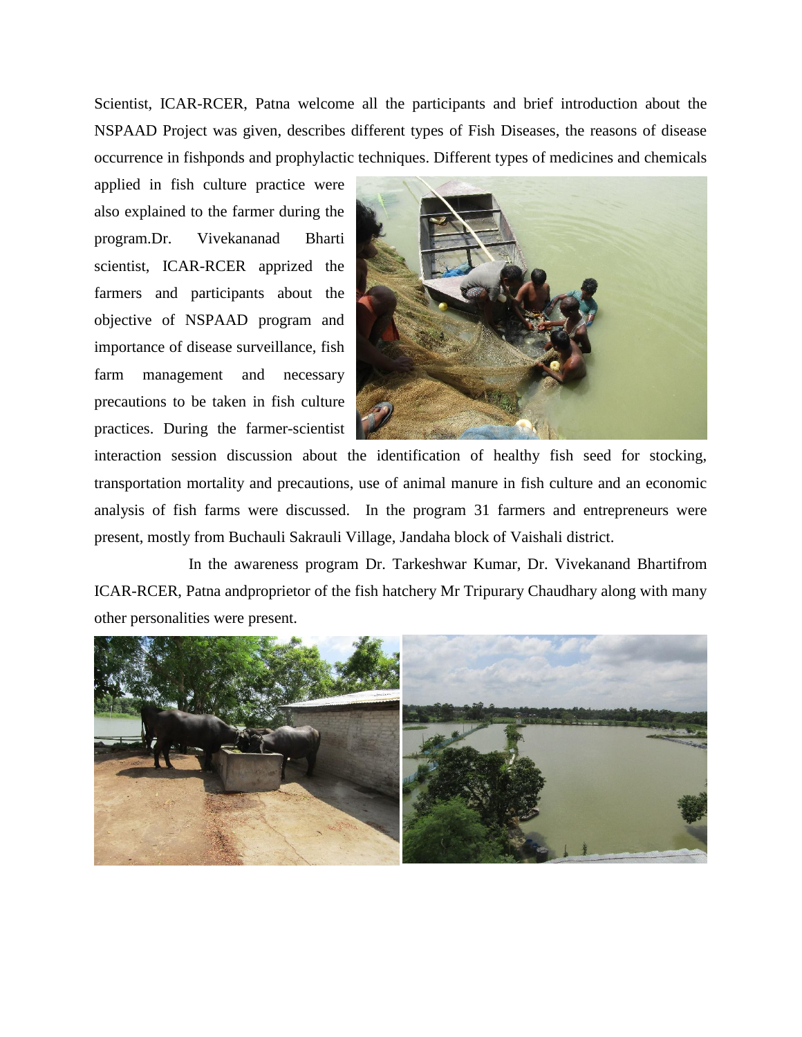Scientist, ICAR-RCER, Patna welcome all the participants and brief introduction about the NSPAAD Project was given, describes different types of Fish Diseases, the reasons of disease occurrence in fishponds and prophylactic techniques. Different types of medicines and chemicals applied in fish culture practice were also explained to the farmer during the program.Dr. Vivekananad Bharti scientist, ICAR-RCER apprized the farmers and participants about the objective of NSPAAD program and importance of disease surveillance, fish farm management and necessary precautions to be taken in fish culture practices. During the farmer-scientist interaction session discussion about the identification of healthy fish seed for stocking, transportation mortality and precautions, use of animal manure in fish culture and an economic analysis of fish farms were discussed. In the program 31 farmers and entrepreneurs were present, mostly from Buchauli Sakrauli Village, Jandaha block of Vaishali district.

In the awareness program Dr. Tarkeshwar Kumar, Dr. Vivekanand Bhartifrom ICAR-RCER, Patna andproprietor of the fish hatchery Mr Tripurary Chaudhary along with many other personalities were present.